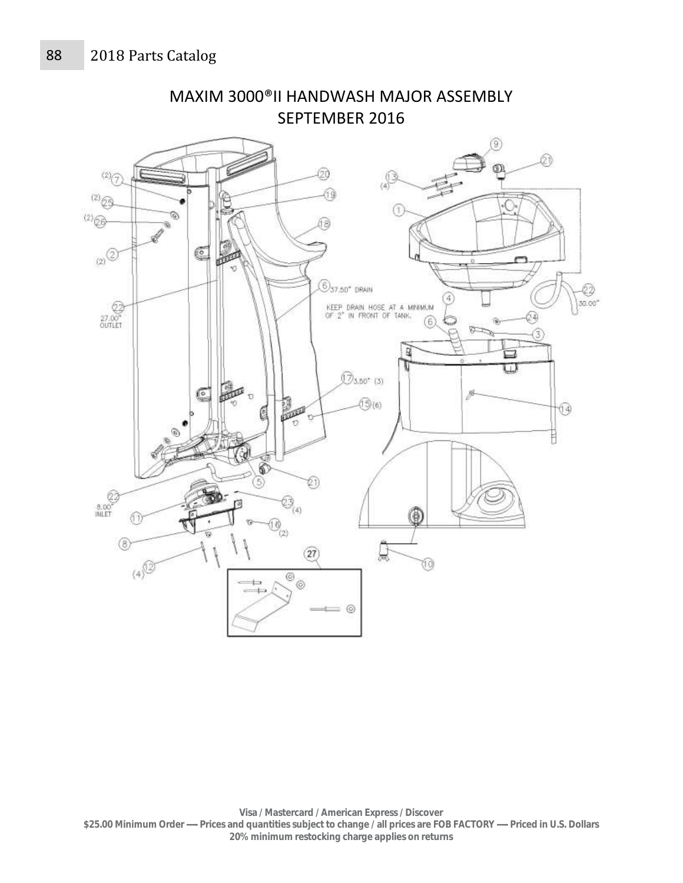# MAXIM 3000®II HANDWASH MAJOR ASSEMBLY
## SEPTEMBER 2016

(2) 7
(2) 25
(2) 26
(2) 2
20
19
18
6 37.50" DRAIN
22 27.00" OUTLET
KEEP DRAIN HOSE AT A MINIMUM OF 2" IN FRONT OF TANK.
17 3.50" (3)
15 (6)
5
21
22 8.00" INLET
11
23 (4)
16 (2)
8
(4) 12
27
9
21
(4) 13
1
22 30.00"
4
6
24
3
14
10

**Visa / Mastercard / American Express / Discover**
**$25.00 Minimum Order — Prices and quantities subject to change / all prices are FOB FACTORY — Priced in U.S. Dollars**
**20% minimum restocking charge applies on returns**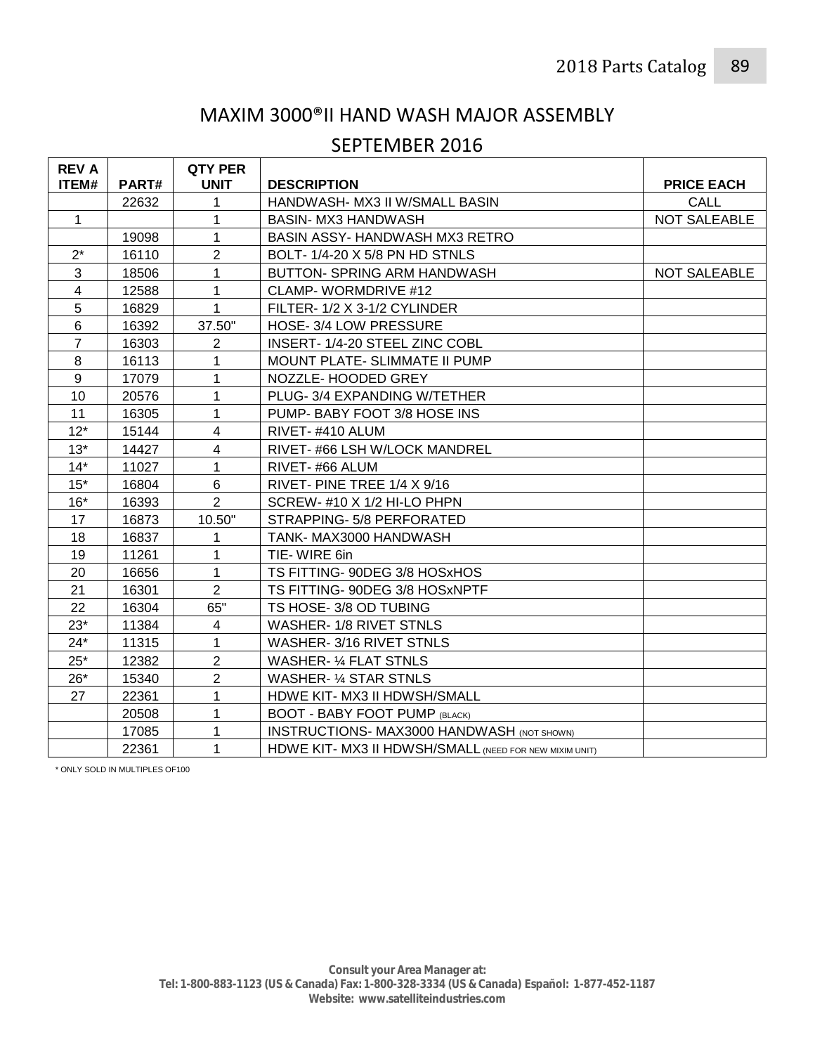# MAXIM 3000®II HAND WASH MAJOR ASSEMBLY

## SEPTEMBER 2016

| REV A ITEM# | PART# | QTY PER UNIT | DESCRIPTION | PRICE EACH |
|---|---|---|---|---|
| | 22632 | 1 | HANDWASH- MX3 II W/SMALL BASIN | CALL |
| 1 | | 1 | BASIN- MX3 HANDWASH | NOT SALEABLE |
| | 19098 | 1 | BASIN ASSY- HANDWASH MX3 RETRO | |
| 2* | 16110 | 2 | BOLT- 1/4-20 X 5/8 PN HD STNLS | |
| 3 | 18506 | 1 | BUTTON- SPRING ARM HANDWASH | NOT SALEABLE |
| 4 | 12588 | 1 | CLAMP- WORMDRIVE #12 | |
| 5 | 16829 | 1 | FILTER- 1/2 X 3-1/2 CYLINDER | |
| 6 | 16392 | 37.50" | HOSE- 3/4 LOW PRESSURE | |
| 7 | 16303 | 2 | INSERT- 1/4-20 STEEL ZINC COBL | |
| 8 | 16113 | 1 | MOUNT PLATE- SLIMMATE II PUMP | |
| 9 | 17079 | 1 | NOZZLE- HOODED GREY | |
| 10 | 20576 | 1 | PLUG- 3/4 EXPANDING W/TETHER | |
| 11 | 16305 | 1 | PUMP- BABY FOOT 3/8 HOSE INS | |
| 12* | 15144 | 4 | RIVET- #410 ALUM | |
| 13* | 14427 | 4 | RIVET- #66 LSH W/LOCK MANDREL | |
| 14* | 11027 | 1 | RIVET- #66 ALUM | |
| 15* | 16804 | 6 | RIVET- PINE TREE 1/4 X 9/16 | |
| 16* | 16393 | 2 | SCREW- #10 X 1/2 HI-LO PHPN | |
| 17 | 16873 | 10.50" | STRAPPING- 5/8 PERFORATED | |
| 18 | 16837 | 1 | TANK- MAX3000 HANDWASH | |
| 19 | 11261 | 1 | TIE- WIRE 6in | |
| 20 | 16656 | 1 | TS FITTING- 90DEG 3/8 HOSxHOS | |
| 21 | 16301 | 2 | TS FITTING- 90DEG 3/8 HOSxNPTF | |
| 22 | 16304 | 65" | TS HOSE- 3/8 OD TUBING | |
| 23* | 11384 | 4 | WASHER- 1/8 RIVET STNLS | |
| 24* | 11315 | 1 | WASHER- 3/16 RIVET STNLS | |
| 25* | 12382 | 2 | WASHER- ¼ FLAT STNLS | |
| 26* | 15340 | 2 | WASHER- ¼ STAR STNLS | |
| 27 | 22361 | 1 | HDWE KIT- MX3 II HDWSH/SMALL | |
| | 20508 | 1 | BOOT - BABY FOOT PUMP (BLACK) | |
| | 17085 | 1 | INSTRUCTIONS- MAX3000 HANDWASH (NOT SHOWN) | |
| | 22361 | 1 | HDWE KIT- MX3 II HDWSH/SMALL (NEED FOR NEW MIXIM UNIT) | |

\* ONLY SOLD IN MULTIPLES OF100

**Consult your Area Manager at:**
**Tel: 1-800-883-1123 (US & Canada) Fax: 1-800-328-3334 (US & Canada) Español: 1-877-452-1187**
**Website: www.satelliteindustries.com**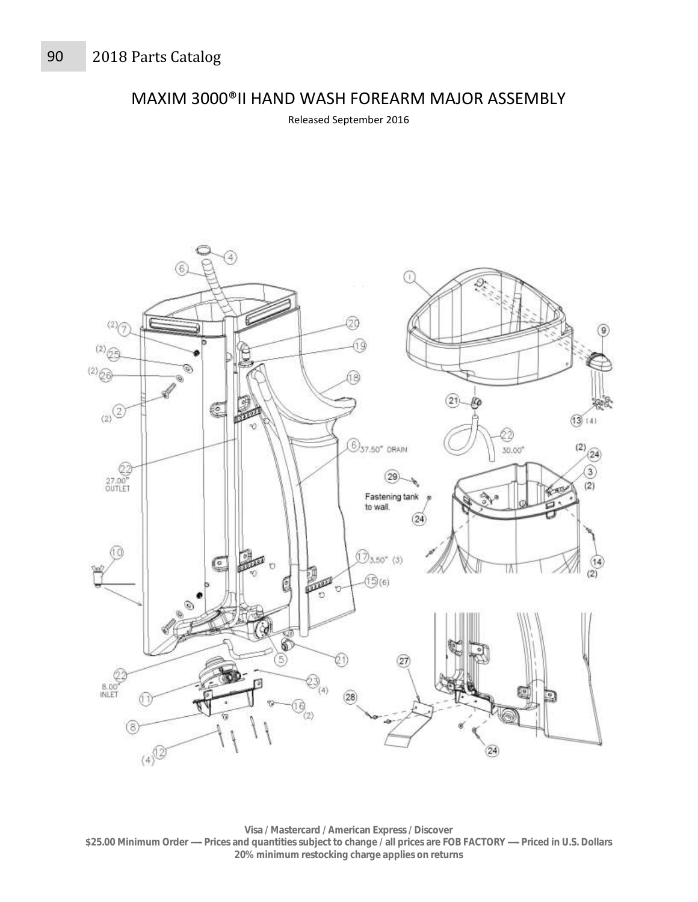# MAXIM 3000®II HAND WASH FOREARM MAJOR ASSEMBLY

Released September 2016

**Visa / Mastercard / American Express / Discover**
**$25.00 Minimum Order — Prices and quantities subject to change / all prices are FOB FACTORY — Priced in U.S. Dollars**
**20% minimum restocking charge applies on returns**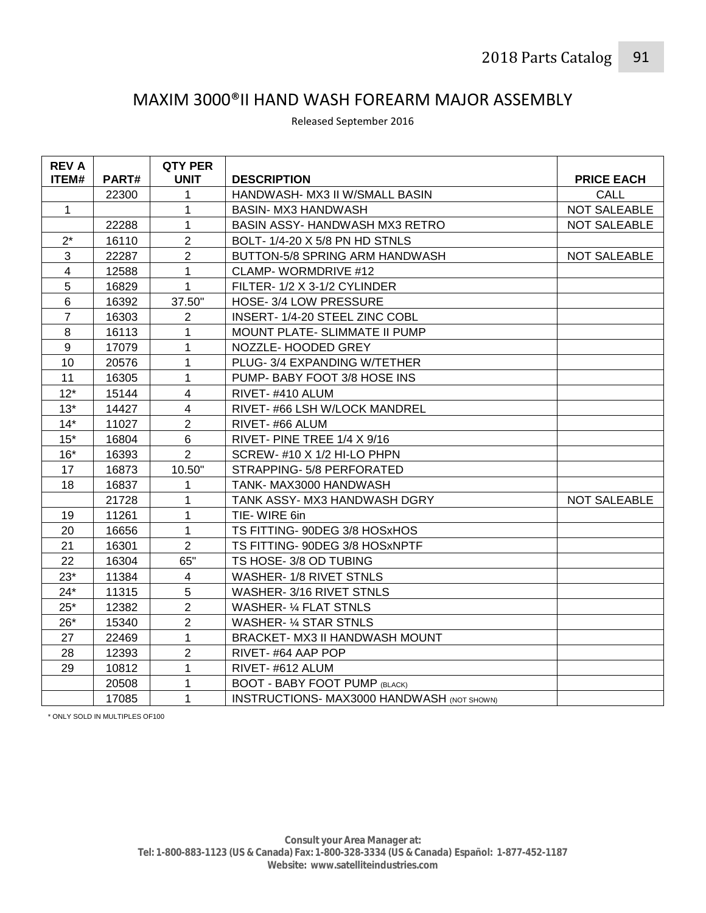# MAXIM 3000®II HAND WASH FOREARM MAJOR ASSEMBLY

Released September 2016

| REV A ITEM# | PART# | QTY PER UNIT | DESCRIPTION | PRICE EACH |
|---|---|---|---|---|
| | 22300 | 1 | HANDWASH- MX3 II W/SMALL BASIN | CALL |
| 1 | | 1 | BASIN- MX3 HANDWASH | NOT SALEABLE |
| | 22288 | 1 | BASIN ASSY- HANDWASH MX3 RETRO | NOT SALEABLE |
| 2* | 16110 | 2 | BOLT- 1/4-20 X 5/8 PN HD STNLS | |
| 3 | 22287 | 2 | BUTTON-5/8 SPRING ARM HANDWASH | NOT SALEABLE |
| 4 | 12588 | 1 | CLAMP- WORMDRIVE #12 | |
| 5 | 16829 | 1 | FILTER- 1/2 X 3-1/2 CYLINDER | |
| 6 | 16392 | 37.50" | HOSE- 3/4 LOW PRESSURE | |
| 7 | 16303 | 2 | INSERT- 1/4-20 STEEL ZINC COBL | |
| 8 | 16113 | 1 | MOUNT PLATE- SLIMMATE II PUMP | |
| 9 | 17079 | 1 | NOZZLE- HOODED GREY | |
| 10 | 20576 | 1 | PLUG- 3/4 EXPANDING W/TETHER | |
| 11 | 16305 | 1 | PUMP- BABY FOOT 3/8 HOSE INS | |
| 12* | 15144 | 4 | RIVET- #410 ALUM | |
| 13* | 14427 | 4 | RIVET- #66 LSH W/LOCK MANDREL | |
| 14* | 11027 | 2 | RIVET- #66 ALUM | |
| 15* | 16804 | 6 | RIVET- PINE TREE 1/4 X 9/16 | |
| 16* | 16393 | 2 | SCREW- #10 X 1/2 HI-LO PHPN | |
| 17 | 16873 | 10.50" | STRAPPING- 5/8 PERFORATED | |
| 18 | 16837 | 1 | TANK- MAX3000 HANDWASH | |
| | 21728 | 1 | TANK ASSY- MX3 HANDWASH DGRY | NOT SALEABLE |
| 19 | 11261 | 1 | TIE- WIRE 6in | |
| 20 | 16656 | 1 | TS FITTING- 90DEG 3/8 HOSxHOS | |
| 21 | 16301 | 2 | TS FITTING- 90DEG 3/8 HOSxNPTF | |
| 22 | 16304 | 65" | TS HOSE- 3/8 OD TUBING | |
| 23* | 11384 | 4 | WASHER- 1/8 RIVET STNLS | |
| 24* | 11315 | 5 | WASHER- 3/16 RIVET STNLS | |
| 25* | 12382 | 2 | WASHER- ¼ FLAT STNLS | |
| 26* | 15340 | 2 | WASHER- ¼ STAR STNLS | |
| 27 | 22469 | 1 | BRACKET- MX3 II HANDWASH MOUNT | |
| 28 | 12393 | 2 | RIVET- #64 AAP POP | |
| 29 | 10812 | 1 | RIVET- #612 ALUM | |
| | 20508 | 1 | BOOT - BABY FOOT PUMP (BLACK) | |
| | 17085 | 1 | INSTRUCTIONS- MAX3000 HANDWASH (NOT SHOWN) | |

* ONLY SOLD IN MULTIPLES OF100

**Consult your Area Manager at:**
**Tel: 1-800-883-1123 (US & Canada) Fax: 1-800-328-3334 (US & Canada) Español: 1-877-452-1187**
**Website: www.satelliteindustries.com**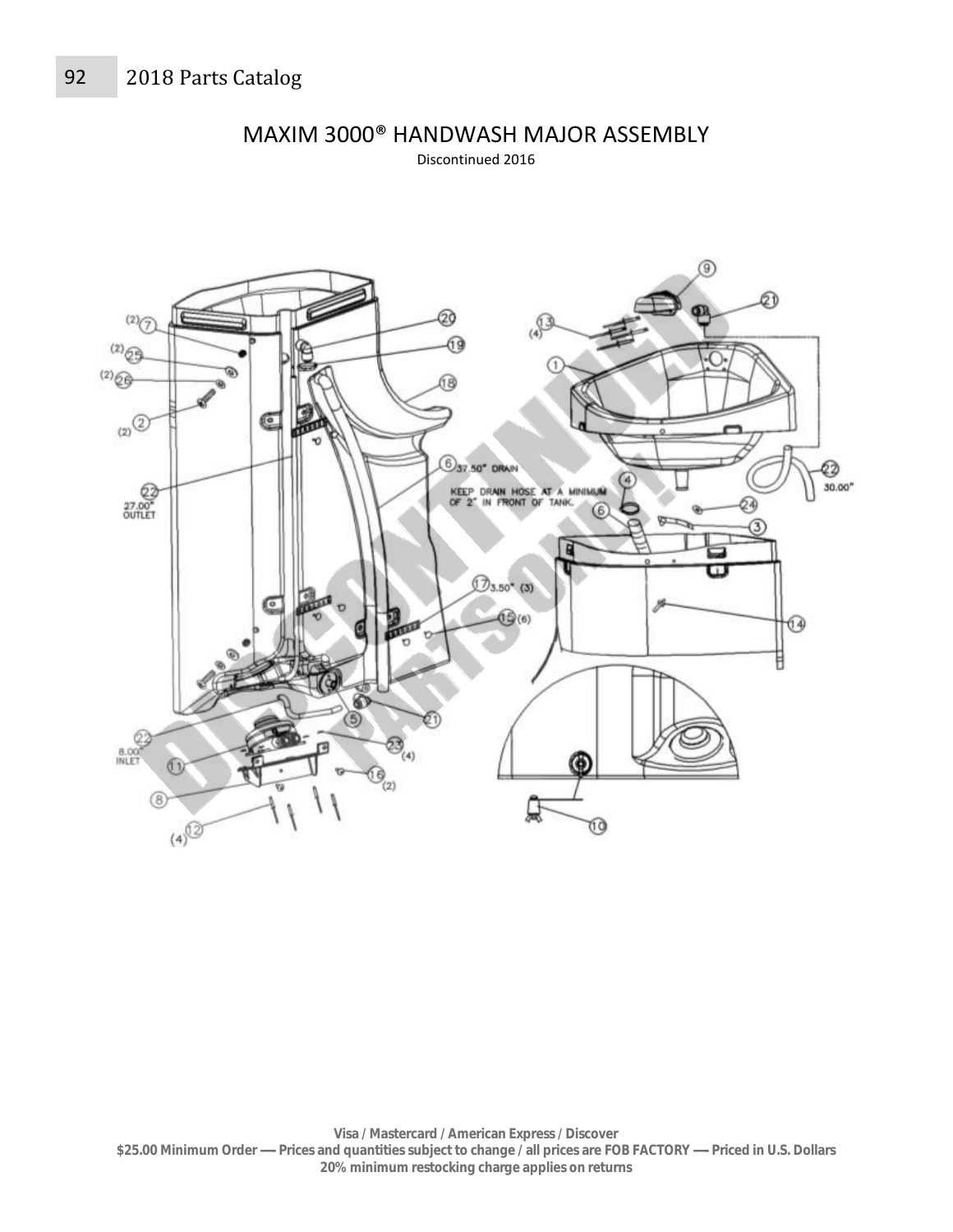# MAXIM 3000® HANDWASH MAJOR ASSEMBLY

Discontinued 2016

**Visa / Mastercard / American Express / Discover**
**$25.00 Minimum Order — Prices and quantities subject to change / all prices are FOB FACTORY — Priced in U.S. Dollars**
**20% minimum restocking charge applies on returns**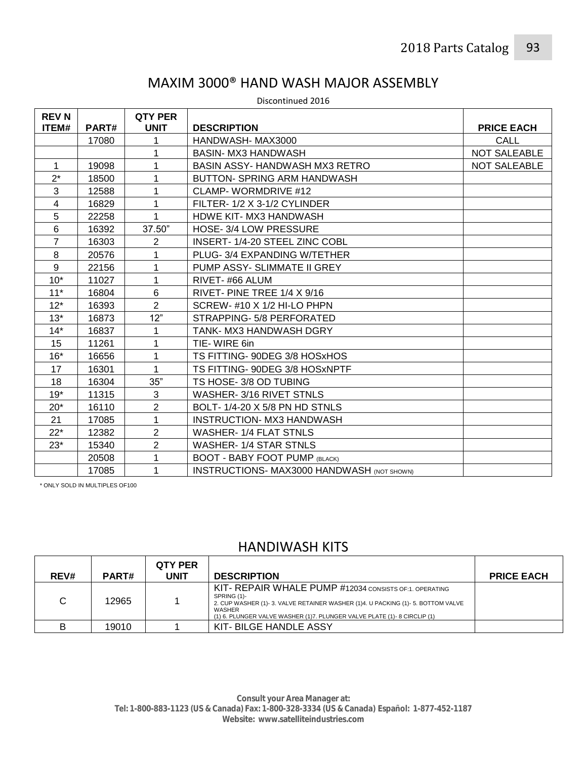# MAXIM 3000® HAND WASH MAJOR ASSEMBLY

Discontinued 2016

| REV N ITEM# | PART# | QTY PER UNIT | DESCRIPTION | PRICE EACH |
|---|---|---|---|---|
| | 17080 | 1 | HANDWASH- MAX3000 | CALL |
| | | 1 | BASIN- MX3 HANDWASH | NOT SALEABLE |
| 1 | 19098 | 1 | BASIN ASSY- HANDWASH MX3 RETRO | NOT SALEABLE |
| 2* | 18500 | 1 | BUTTON- SPRING ARM HANDWASH | |
| 3 | 12588 | 1 | CLAMP- WORMDRIVE #12 | |
| 4 | 16829 | 1 | FILTER- 1/2 X 3-1/2 CYLINDER | |
| 5 | 22258 | 1 | HDWE KIT- MX3 HANDWASH | |
| 6 | 16392 | 37.50" | HOSE- 3/4 LOW PRESSURE | |
| 7 | 16303 | 2 | INSERT- 1/4-20 STEEL ZINC COBL | |
| 8 | 20576 | 1 | PLUG- 3/4 EXPANDING W/TETHER | |
| 9 | 22156 | 1 | PUMP ASSY- SLIMMATE II GREY | |
| 10* | 11027 | 1 | RIVET- #66 ALUM | |
| 11* | 16804 | 6 | RIVET- PINE TREE 1/4 X 9/16 | |
| 12* | 16393 | 2 | SCREW- #10 X 1/2 HI-LO PHPN | |
| 13* | 16873 | 12" | STRAPPING- 5/8 PERFORATED | |
| 14* | 16837 | 1 | TANK- MX3 HANDWASH DGRY | |
| 15 | 11261 | 1 | TIE- WIRE 6in | |
| 16* | 16656 | 1 | TS FITTING- 90DEG 3/8 HOSxHOS | |
| 17 | 16301 | 1 | TS FITTING- 90DEG 3/8 HOSxNPTF | |
| 18 | 16304 | 35" | TS HOSE- 3/8 OD TUBING | |
| 19* | 11315 | 3 | WASHER- 3/16 RIVET STNLS | |
| 20* | 16110 | 2 | BOLT- 1/4-20 X 5/8 PN HD STNLS | |
| 21 | 17085 | 1 | INSTRUCTION- MX3 HANDWASH | |
| 22* | 12382 | 2 | WASHER- 1/4 FLAT STNLS | |
| 23* | 15340 | 2 | WASHER- 1/4 STAR STNLS | |
| | 20508 | 1 | BOOT - BABY FOOT PUMP (BLACK) | |
| | 17085 | 1 | INSTRUCTIONS- MAX3000 HANDWASH (NOT SHOWN) | |

* ONLY SOLD IN MULTIPLES OF100

# HANDIWASH KITS

| REV# | PART# | QTY PER UNIT | DESCRIPTION | PRICE EACH |
|---|---|---|---|---|
| C | 12965 | 1 | KIT- REPAIR WHALE PUMP #12034 CONSISTS OF:1. OPERATING SPRING (1)- 2. CUP WASHER (1)- 3. VALVE RETAINER WASHER (1)4. U PACKING (1)- 5. BOTTOM VALVE WASHER (1) 6. PLUNGER VALVE WASHER (1)7. PLUNGER VALVE PLATE (1)- 8 CIRCLIP (1) | |
| B | 19010 | 1 | KIT- BILGE HANDLE ASSY | |

**Consult your Area Manager at:**
**Tel: 1-800-883-1123 (US & Canada) Fax: 1-800-328-3334 (US & Canada) Español: 1-877-452-1187**
**Website: www.satelliteindustries.com**